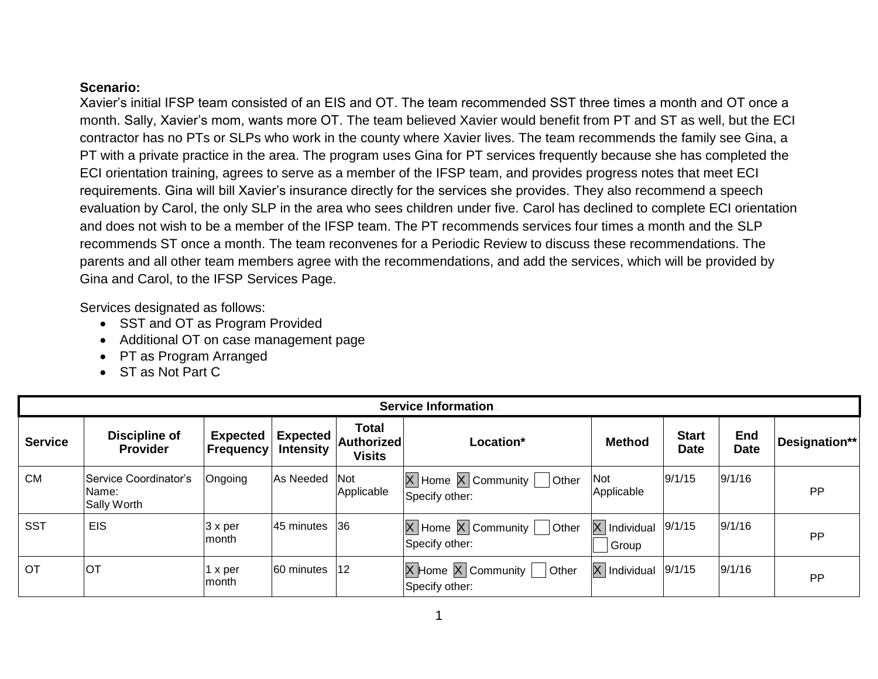**Scenario:**

Xavier's initial IFSP team consisted of an EIS and OT. The team recommended SST three times a month and OT once a month. Sally, Xavier's mom, wants more OT. The team believed Xavier would benefit from PT and ST as well, but the ECI contractor has no PTs or SLPs who work in the county where Xavier lives. The team recommends the family see Gina, a PT with a private practice in the area. The program uses Gina for PT services frequently because she has completed the ECI orientation training, agrees to serve as a member of the IFSP team, and provides progress notes that meet ECI requirements. Gina will bill Xavier's insurance directly for the services she provides. They also recommend a speech evaluation by Carol, the only SLP in the area who sees children under five. Carol has declined to complete ECI orientation and does not wish to be a member of the IFSP team. The PT recommends services four times a month and the SLP recommends ST once a month. The team reconvenes for a Periodic Review to discuss these recommendations. The parents and all other team members agree with the recommendations, and add the services, which will be provided by Gina and Carol, to the IFSP Services Page.

Services designated as follows:

- SST and OT as Program Provided
- Additional OT on case management page
- PT as Program Arranged
- ST as Not Part C

| Service Information | | | | | | | | | |
|---|---|---|---|---|---|---|---|---|---|
| **Service** | **Discipline of Provider** | **Expected Frequency** | **Expected Intensity** | **Total Authorized Visits** | **Location*** | **Method** | **Start Date** | **End Date** | **Designation**** |
| CM | Service Coordinator's Name: Sally Worth | Ongoing | As Needed | Not Applicable | [X] Home [X] Community [ ] Other Specify other: | Not Applicable | 9/1/15 | 9/1/16 | PP |
| SST | EIS | 3 x per month | 45 minutes | 36 | [X] Home [X] Community [ ] Other Specify other: | [X] Individual [ ] Group | 9/1/15 | 9/1/16 | PP |
| OT | OT | 1 x per month | 60 minutes | 12 | [X] Home [X] Community [ ] Other Specify other: | [X] Individual | 9/1/15 | 9/1/16 | PP |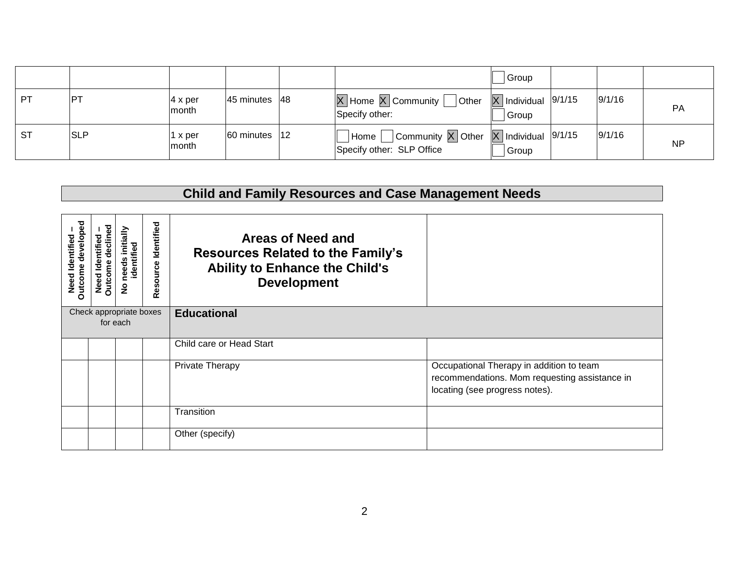| | | | | | | | | | |
|---|---|---|---|---|---|---|---|---|---|
| | | | | | | ☐ Group | | | |
| PT | PT | 4 x per month | 45 minutes | 48 | [X] Home [X] Community ☐ Other Specify other: | [X] Individual ☐ Group | 9/1/15 | 9/1/16 | PA |
| ST | SLP | 1 x per month | 60 minutes | 12 | ☐ Home ☐ Community [X] Other Specify other: SLP Office | [X] Individual ☐ Group | 9/1/15 | 9/1/16 | NP |

## Child and Family Resources and Case Management Needs

| Need Identified – Outcome developed | Need Identified – Outcome declined | No needs initially identified | Resource Identified | Areas of Need and Resources Related to the Family's Ability to Enhance the Child's Development | |
|---|---|---|---|---|---|
| Check appropriate boxes for each | | | | **Educational** | |
| | | | | Child care or Head Start | |
| | | | | Private Therapy | Occupational Therapy in addition to team recommendations. Mom requesting assistance in locating (see progress notes). |
| | | | | Transition | |
| | | | | Other (specify) | |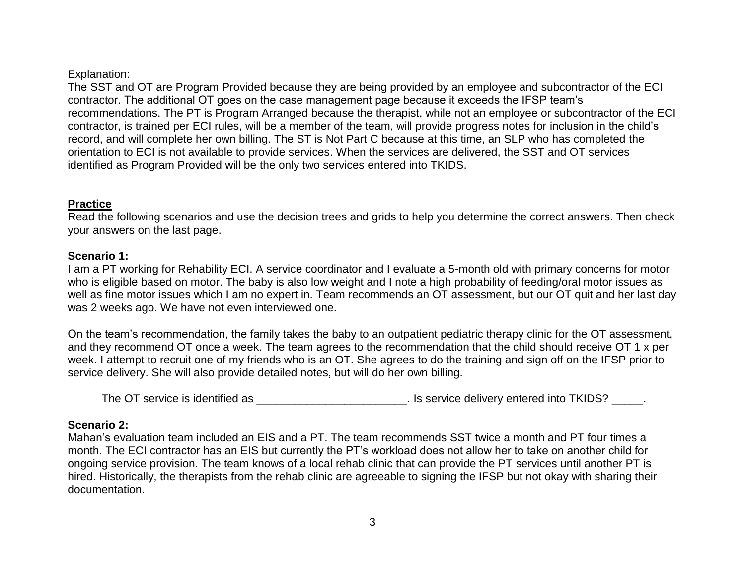Explanation:
The SST and OT are Program Provided because they are being provided by an employee and subcontractor of the ECI contractor. The additional OT goes on the case management page because it exceeds the IFSP team's recommendations. The PT is Program Arranged because the therapist, while not an employee or subcontractor of the ECI contractor, is trained per ECI rules, will be a member of the team, will provide progress notes for inclusion in the child's record, and will complete her own billing. The ST is Not Part C because at this time, an SLP who has completed the orientation to ECI is not available to provide services. When the services are delivered, the SST and OT services identified as Program Provided will be the only two services entered into TKIDS.

## Practice

Read the following scenarios and use the decision trees and grids to help you determine the correct answers. Then check your answers on the last page.

**Scenario 1:**
I am a PT working for Rehability ECI. A service coordinator and I evaluate a 5-month old with primary concerns for motor who is eligible based on motor. The baby is also low weight and I note a high probability of feeding/oral motor issues as well as fine motor issues which I am no expert in. Team recommends an OT assessment, but our OT quit and her last day was 2 weeks ago. We have not even interviewed one.

On the team's recommendation, the family takes the baby to an outpatient pediatric therapy clinic for the OT assessment, and they recommend OT once a week. The team agrees to the recommendation that the child should receive OT 1 x per week. I attempt to recruit one of my friends who is an OT. She agrees to do the training and sign off on the IFSP prior to service delivery. She will also provide detailed notes, but will do her own billing.

The OT service is identified as ________________________. Is service delivery entered into TKIDS? _____.

**Scenario 2:**
Mahan's evaluation team included an EIS and a PT. The team recommends SST twice a month and PT four times a month. The ECI contractor has an EIS but currently the PT's workload does not allow her to take on another child for ongoing service provision. The team knows of a local rehab clinic that can provide the PT services until another PT is hired. Historically, the therapists from the rehab clinic are agreeable to signing the IFSP but not okay with sharing their documentation.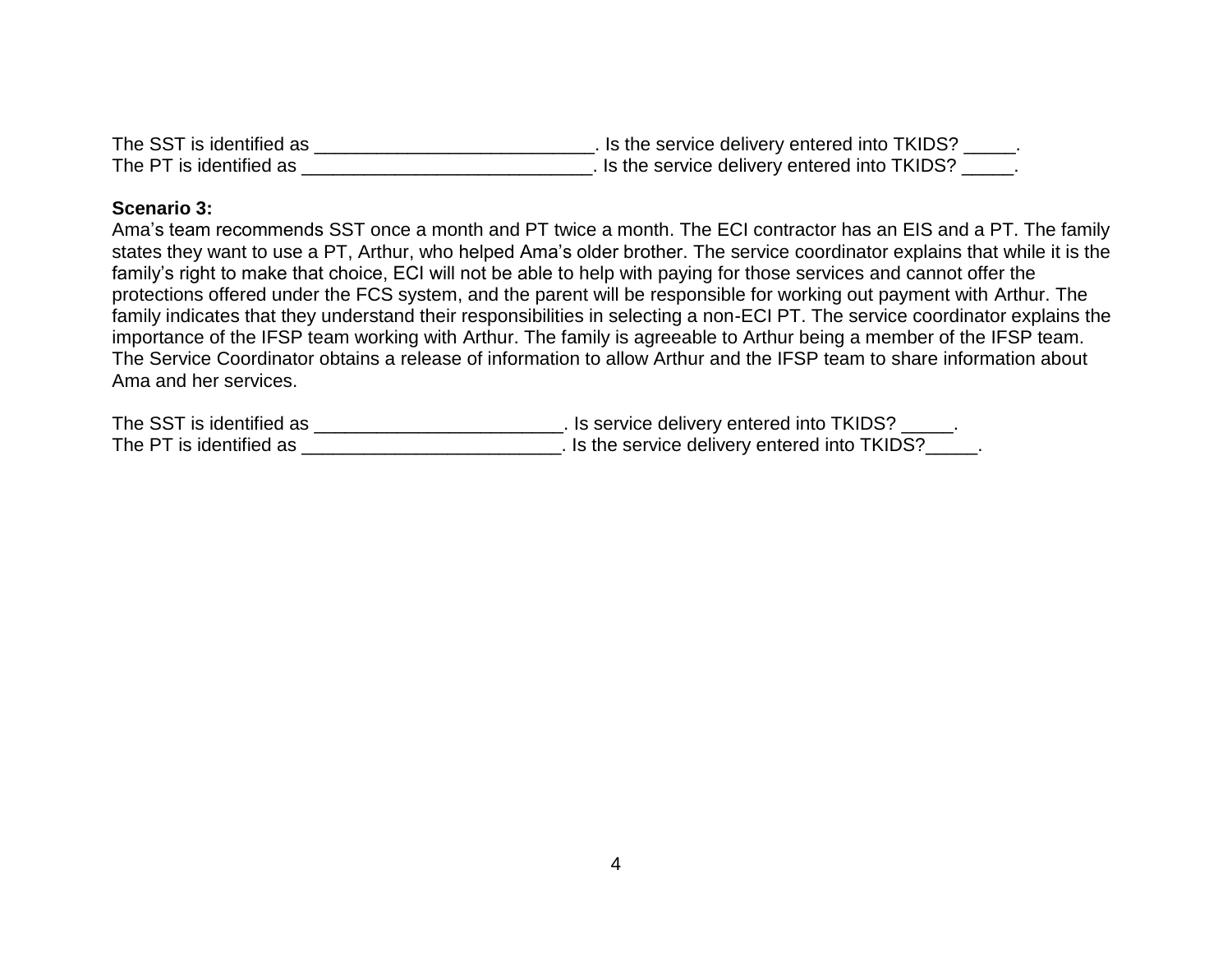The SST is identified as ___________________________. Is the service delivery entered into TKIDS? _____.
The PT is identified as ____________________________. Is the service delivery entered into TKIDS? _____.

**Scenario 3:**
Ama's team recommends SST once a month and PT twice a month. The ECI contractor has an EIS and a PT. The family states they want to use a PT, Arthur, who helped Ama's older brother. The service coordinator explains that while it is the family's right to make that choice, ECI will not be able to help with paying for those services and cannot offer the protections offered under the FCS system, and the parent will be responsible for working out payment with Arthur. The family indicates that they understand their responsibilities in selecting a non-ECI PT. The service coordinator explains the importance of the IFSP team working with Arthur. The family is agreeable to Arthur being a member of the IFSP team. The Service Coordinator obtains a release of information to allow Arthur and the IFSP team to share information about Ama and her services.

The SST is identified as ________________________. Is service delivery entered into TKIDS? _____.
The PT is identified as _________________________. Is the service delivery entered into TKIDS?_____.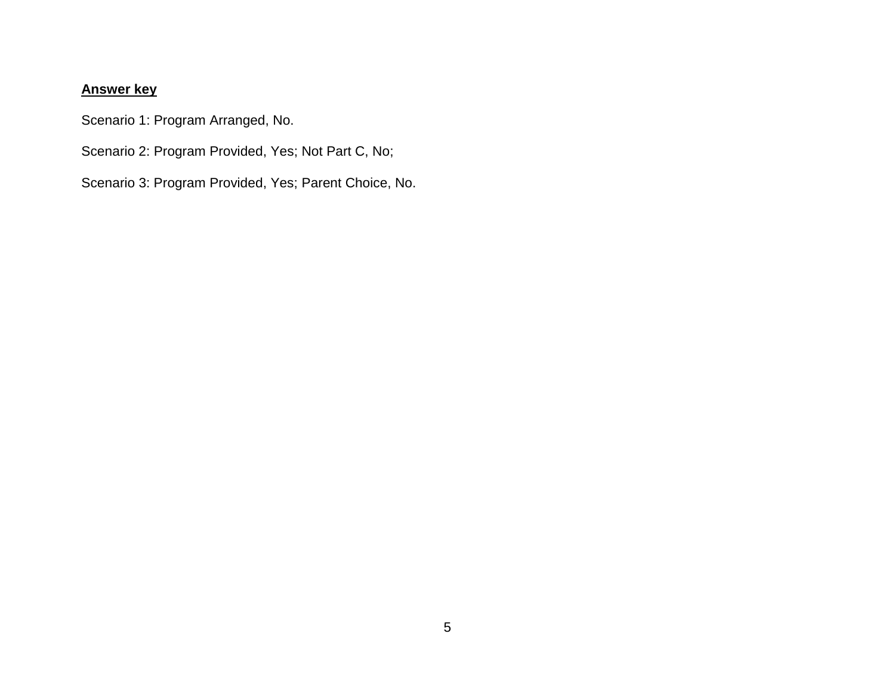**Answer key**

Scenario 1: Program Arranged, No.

Scenario 2: Program Provided, Yes; Not Part C, No;

Scenario 3: Program Provided, Yes; Parent Choice, No.